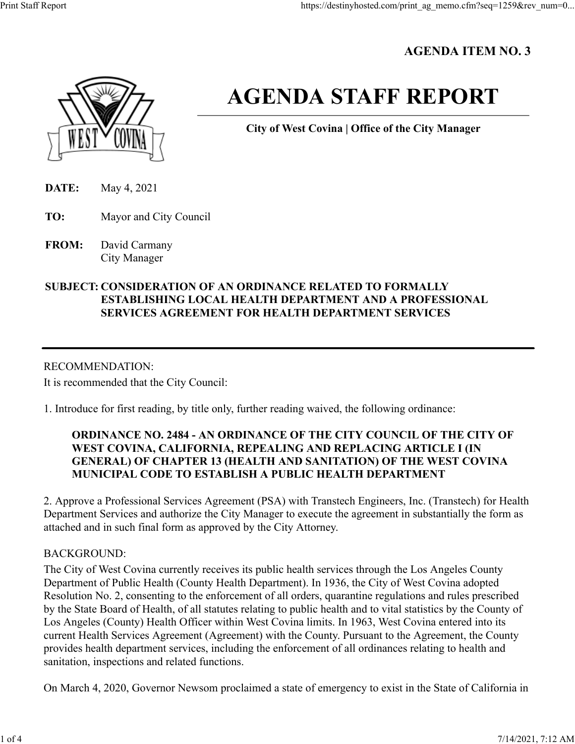**AGENDA ITEM NO. 3**

# AGENDA STAFF REPORT

**City of West Covina | Office of the City Manager**

**DATE:** May 4, 2021

**TO:** Mayor and City Council

**FROM:** David Carmany
City Manager

**SUBJECT: CONSIDERATION OF AN ORDINANCE RELATED TO FORMALLY ESTABLISHING LOCAL HEALTH DEPARTMENT AND A PROFESSIONAL SERVICES AGREEMENT FOR HEALTH DEPARTMENT SERVICES**

---

RECOMMENDATION:

It is recommended that the City Council:

1. Introduce for first reading, by title only, further reading waived, the following ordinance:

> **ORDINANCE NO. 2484 - AN ORDINANCE OF THE CITY COUNCIL OF THE CITY OF WEST COVINA, CALIFORNIA, REPEALING AND REPLACING ARTICLE I (IN GENERAL) OF CHAPTER 13 (HEALTH AND SANITATION) OF THE WEST COVINA MUNICIPAL CODE TO ESTABLISH A PUBLIC HEALTH DEPARTMENT**

2. Approve a Professional Services Agreement (PSA) with Transtech Engineers, Inc. (Transtech) for Health Department Services and authorize the City Manager to execute the agreement in substantially the form as attached and in such final form as approved by the City Attorney.

BACKGROUND:

The City of West Covina currently receives its public health services through the Los Angeles County Department of Public Health (County Health Department). In 1936, the City of West Covina adopted Resolution No. 2, consenting to the enforcement of all orders, quarantine regulations and rules prescribed by the State Board of Health, of all statutes relating to public health and to vital statistics by the County of Los Angeles (County) Health Officer within West Covina limits. In 1963, West Covina entered into its current Health Services Agreement (Agreement) with the County. Pursuant to the Agreement, the County provides health department services, including the enforcement of all ordinances relating to health and sanitation, inspections and related functions.

On March 4, 2020, Governor Newsom proclaimed a state of emergency to exist in the State of California in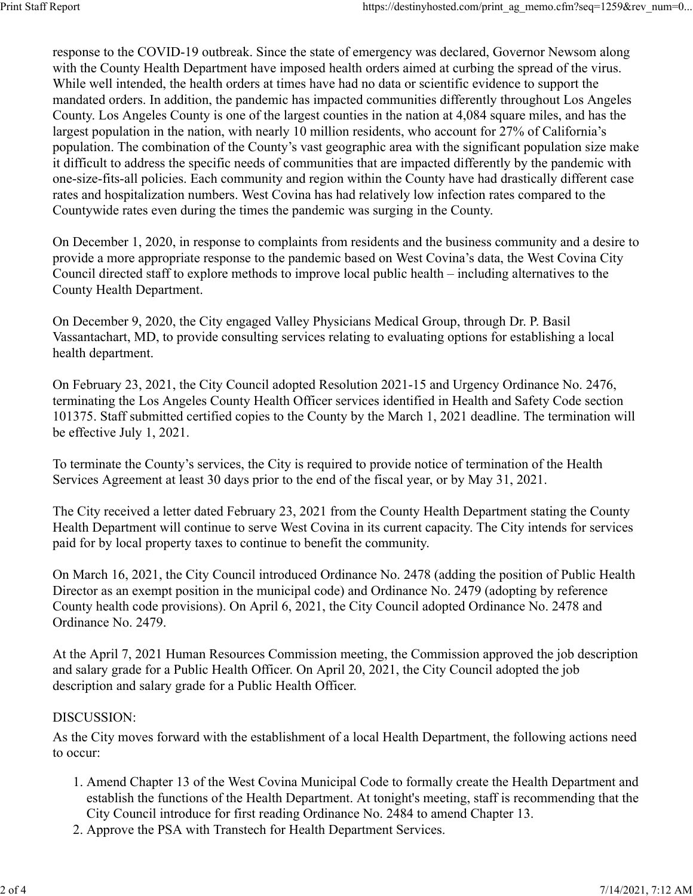response to the COVID-19 outbreak. Since the state of emergency was declared, Governor Newsom along with the County Health Department have imposed health orders aimed at curbing the spread of the virus. While well intended, the health orders at times have had no data or scientific evidence to support the mandated orders. In addition, the pandemic has impacted communities differently throughout Los Angeles County. Los Angeles County is one of the largest counties in the nation at 4,084 square miles, and has the largest population in the nation, with nearly 10 million residents, who account for 27% of California's population. The combination of the County's vast geographic area with the significant population size make it difficult to address the specific needs of communities that are impacted differently by the pandemic with one-size-fits-all policies. Each community and region within the County have had drastically different case rates and hospitalization numbers. West Covina has had relatively low infection rates compared to the Countywide rates even during the times the pandemic was surging in the County.

On December 1, 2020, in response to complaints from residents and the business community and a desire to provide a more appropriate response to the pandemic based on West Covina's data, the West Covina City Council directed staff to explore methods to improve local public health – including alternatives to the County Health Department.

On December 9, 2020, the City engaged Valley Physicians Medical Group, through Dr. P. Basil Vassantachart, MD, to provide consulting services relating to evaluating options for establishing a local health department.

On February 23, 2021, the City Council adopted Resolution 2021-15 and Urgency Ordinance No. 2476, terminating the Los Angeles County Health Officer services identified in Health and Safety Code section 101375. Staff submitted certified copies to the County by the March 1, 2021 deadline. The termination will be effective July 1, 2021.

To terminate the County's services, the City is required to provide notice of termination of the Health Services Agreement at least 30 days prior to the end of the fiscal year, or by May 31, 2021.

The City received a letter dated February 23, 2021 from the County Health Department stating the County Health Department will continue to serve West Covina in its current capacity. The City intends for services paid for by local property taxes to continue to benefit the community.

On March 16, 2021, the City Council introduced Ordinance No. 2478 (adding the position of Public Health Director as an exempt position in the municipal code) and Ordinance No. 2479 (adopting by reference County health code provisions). On April 6, 2021, the City Council adopted Ordinance No. 2478 and Ordinance No. 2479.

At the April 7, 2021 Human Resources Commission meeting, the Commission approved the job description and salary grade for a Public Health Officer. On April 20, 2021, the City Council adopted the job description and salary grade for a Public Health Officer.

DISCUSSION:

As the City moves forward with the establishment of a local Health Department, the following actions need to occur:

1. Amend Chapter 13 of the West Covina Municipal Code to formally create the Health Department and establish the functions of the Health Department. At tonight's meeting, staff is recommending that the City Council introduce for first reading Ordinance No. 2484 to amend Chapter 13.
2. Approve the PSA with Transtech for Health Department Services.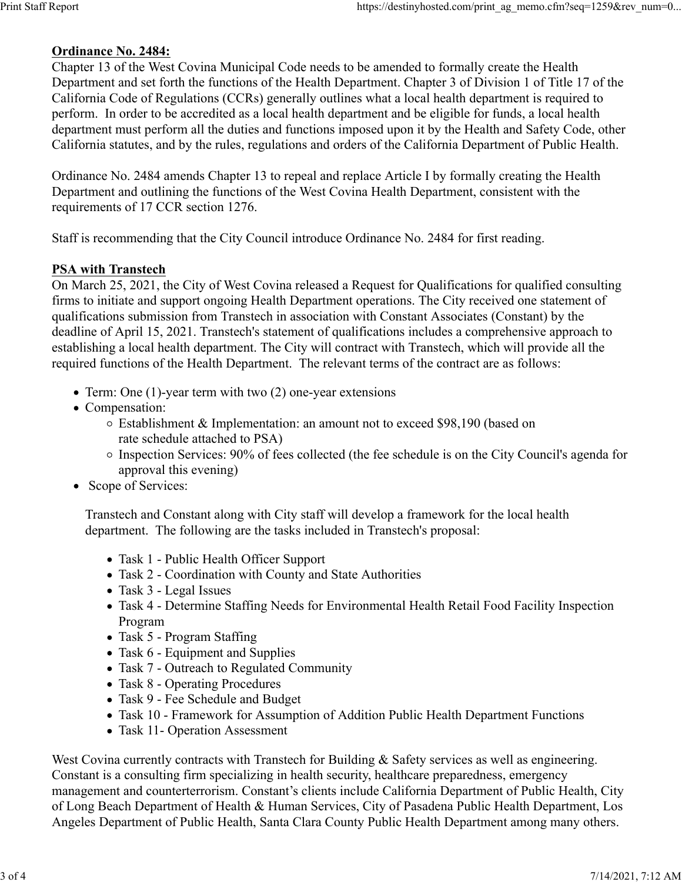**Ordinance No. 2484:**

Chapter 13 of the West Covina Municipal Code needs to be amended to formally create the Health Department and set forth the functions of the Health Department. Chapter 3 of Division 1 of Title 17 of the California Code of Regulations (CCRs) generally outlines what a local health department is required to perform. In order to be accredited as a local health department and be eligible for funds, a local health department must perform all the duties and functions imposed upon it by the Health and Safety Code, other California statutes, and by the rules, regulations and orders of the California Department of Public Health.

Ordinance No. 2484 amends Chapter 13 to repeal and replace Article I by formally creating the Health Department and outlining the functions of the West Covina Health Department, consistent with the requirements of 17 CCR section 1276.

Staff is recommending that the City Council introduce Ordinance No. 2484 for first reading.

**PSA with Transtech**

On March 25, 2021, the City of West Covina released a Request for Qualifications for qualified consulting firms to initiate and support ongoing Health Department operations. The City received one statement of qualifications submission from Transtech in association with Constant Associates (Constant) by the deadline of April 15, 2021. Transtech's statement of qualifications includes a comprehensive approach to establishing a local health department. The City will contract with Transtech, which will provide all the required functions of the Health Department. The relevant terms of the contract are as follows:

- Term: One (1)-year term with two (2) one-year extensions
- Compensation:
  - Establishment & Implementation: an amount not to exceed $98,190 (based on rate schedule attached to PSA)
  - Inspection Services: 90% of fees collected (the fee schedule is on the City Council's agenda for approval this evening)
- Scope of Services:

  Transtech and Constant along with City staff will develop a framework for the local health department. The following are the tasks included in Transtech's proposal:

  - Task 1 - Public Health Officer Support
  - Task 2 - Coordination with County and State Authorities
  - Task 3 - Legal Issues
  - Task 4 - Determine Staffing Needs for Environmental Health Retail Food Facility Inspection Program
  - Task 5 - Program Staffing
  - Task 6 - Equipment and Supplies
  - Task 7 - Outreach to Regulated Community
  - Task 8 - Operating Procedures
  - Task 9 - Fee Schedule and Budget
  - Task 10 - Framework for Assumption of Addition Public Health Department Functions
  - Task 11- Operation Assessment

West Covina currently contracts with Transtech for Building & Safety services as well as engineering. Constant is a consulting firm specializing in health security, healthcare preparedness, emergency management and counterterrorism. Constant's clients include California Department of Public Health, City of Long Beach Department of Health & Human Services, City of Pasadena Public Health Department, Los Angeles Department of Public Health, Santa Clara County Public Health Department among many others.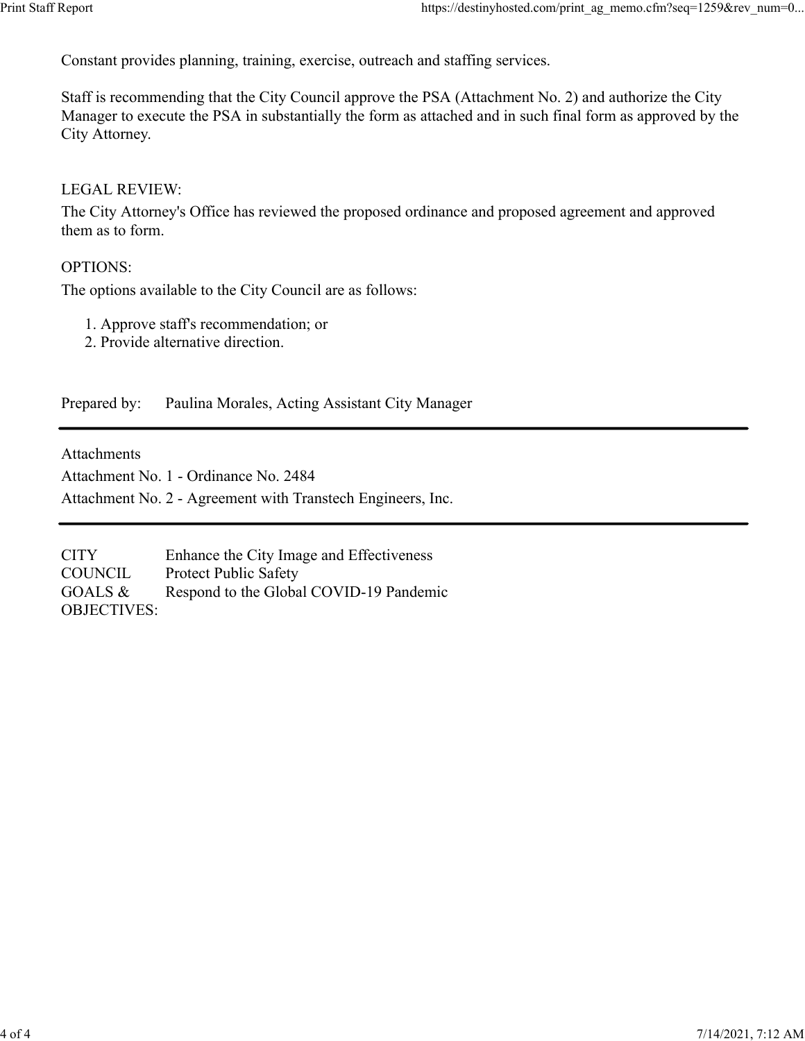Constant provides planning, training, exercise, outreach and staffing services.

Staff is recommending that the City Council approve the PSA (Attachment No. 2) and authorize the City Manager to execute the PSA in substantially the form as attached and in such final form as approved by the City Attorney.

LEGAL REVIEW:

The City Attorney's Office has reviewed the proposed ordinance and proposed agreement and approved them as to form.

OPTIONS:

The options available to the City Council are as follows:

1. Approve staff's recommendation; or
2. Provide alternative direction.

Prepared by: Paulina Morales, Acting Assistant City Manager

---

Attachments

Attachment No. 1 - Ordinance No. 2484

Attachment No. 2 - Agreement with Transtech Engineers, Inc.

---

| | |
|---|---|
| CITY COUNCIL GOALS & OBJECTIVES: | Enhance the City Image and Effectiveness<br>Protect Public Safety<br>Respond to the Global COVID-19 Pandemic |